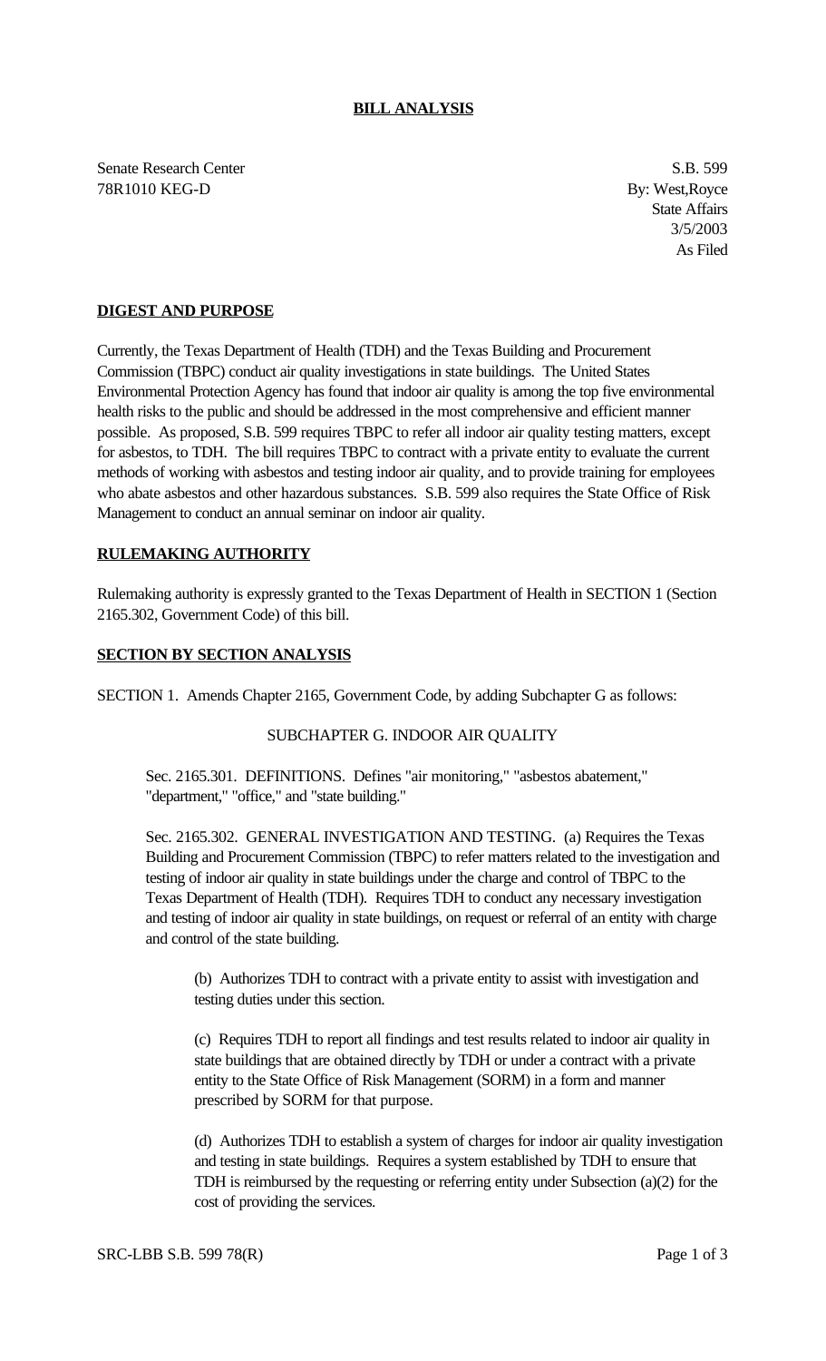**BILL ANALYSIS**

Senate Research Center
78R1010 KEG-D

S.B. 599
By: West,Royce
State Affairs
3/5/2003
As Filed

**DIGEST AND PURPOSE**

Currently, the Texas Department of Health (TDH) and the Texas Building and Procurement Commission (TBPC) conduct air quality investigations in state buildings. The United States Environmental Protection Agency has found that indoor air quality is among the top five environmental health risks to the public and should be addressed in the most comprehensive and efficient manner possible. As proposed, S.B. 599 requires TBPC to refer all indoor air quality testing matters, except for asbestos, to TDH. The bill requires TBPC to contract with a private entity to evaluate the current methods of working with asbestos and testing indoor air quality, and to provide training for employees who abate asbestos and other hazardous substances. S.B. 599 also requires the State Office of Risk Management to conduct an annual seminar on indoor air quality.

**RULEMAKING AUTHORITY**

Rulemaking authority is expressly granted to the Texas Department of Health in SECTION 1 (Section 2165.302, Government Code) of this bill.

**SECTION BY SECTION ANALYSIS**

SECTION 1. Amends Chapter 2165, Government Code, by adding Subchapter G as follows:

SUBCHAPTER G. INDOOR AIR QUALITY

Sec. 2165.301. DEFINITIONS. Defines "air monitoring," "asbestos abatement," "department," "office," and "state building."

Sec. 2165.302. GENERAL INVESTIGATION AND TESTING. (a) Requires the Texas Building and Procurement Commission (TBPC) to refer matters related to the investigation and testing of indoor air quality in state buildings under the charge and control of TBPC to the Texas Department of Health (TDH). Requires TDH to conduct any necessary investigation and testing of indoor air quality in state buildings, on request or referral of an entity with charge and control of the state building.

(b) Authorizes TDH to contract with a private entity to assist with investigation and testing duties under this section.

(c) Requires TDH to report all findings and test results related to indoor air quality in state buildings that are obtained directly by TDH or under a contract with a private entity to the State Office of Risk Management (SORM) in a form and manner prescribed by SORM for that purpose.

(d) Authorizes TDH to establish a system of charges for indoor air quality investigation and testing in state buildings. Requires a system established by TDH to ensure that TDH is reimbursed by the requesting or referring entity under Subsection (a)(2) for the cost of providing the services.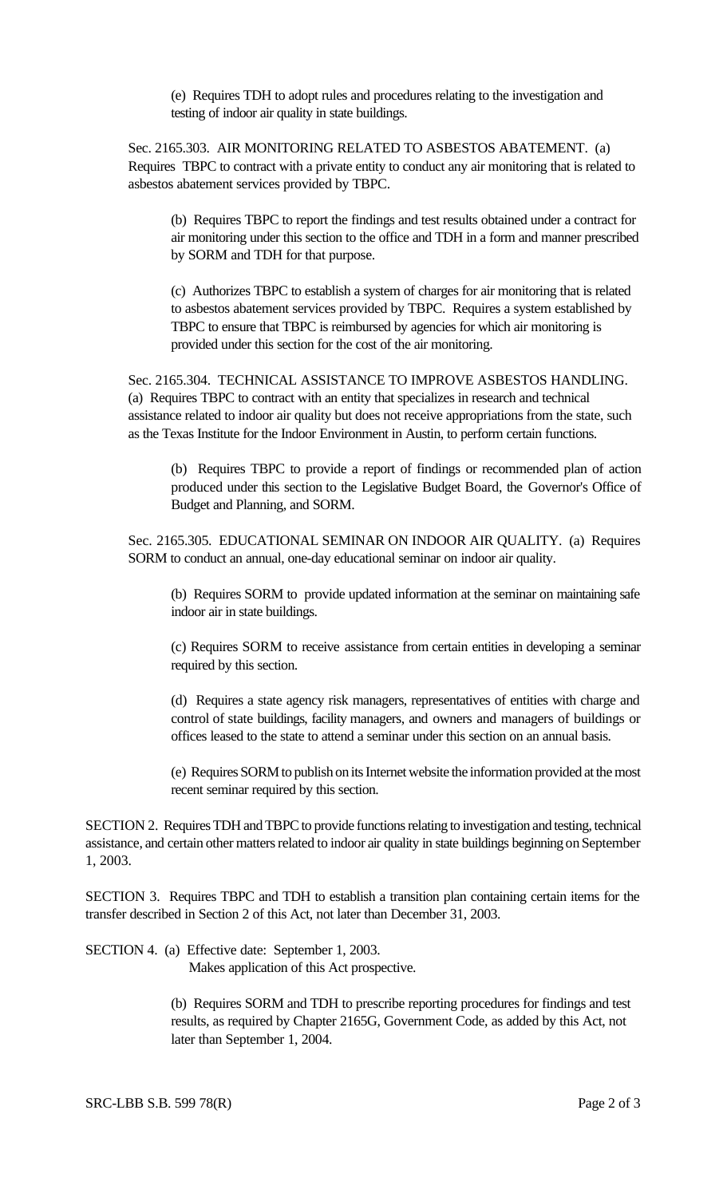(e) Requires TDH to adopt rules and procedures relating to the investigation and testing of indoor air quality in state buildings.

Sec. 2165.303. AIR MONITORING RELATED TO ASBESTOS ABATEMENT. (a) Requires TBPC to contract with a private entity to conduct any air monitoring that is related to asbestos abatement services provided by TBPC.

(b) Requires TBPC to report the findings and test results obtained under a contract for air monitoring under this section to the office and TDH in a form and manner prescribed by SORM and TDH for that purpose.

(c) Authorizes TBPC to establish a system of charges for air monitoring that is related to asbestos abatement services provided by TBPC. Requires a system established by TBPC to ensure that TBPC is reimbursed by agencies for which air monitoring is provided under this section for the cost of the air monitoring.

Sec. 2165.304. TECHNICAL ASSISTANCE TO IMPROVE ASBESTOS HANDLING. (a) Requires TBPC to contract with an entity that specializes in research and technical assistance related to indoor air quality but does not receive appropriations from the state, such as the Texas Institute for the Indoor Environment in Austin, to perform certain functions.

(b) Requires TBPC to provide a report of findings or recommended plan of action produced under this section to the Legislative Budget Board, the Governor's Office of Budget and Planning, and SORM.

Sec. 2165.305. EDUCATIONAL SEMINAR ON INDOOR AIR QUALITY. (a) Requires SORM to conduct an annual, one-day educational seminar on indoor air quality.

(b) Requires SORM to provide updated information at the seminar on maintaining safe indoor air in state buildings.

(c) Requires SORM to receive assistance from certain entities in developing a seminar required by this section.

(d) Requires a state agency risk managers, representatives of entities with charge and control of state buildings, facility managers, and owners and managers of buildings or offices leased to the state to attend a seminar under this section on an annual basis.

(e) Requires SORM to publish on its Internet website the information provided at the most recent seminar required by this section.

SECTION 2. Requires TDH and TBPC to provide functions relating to investigation and testing, technical assistance, and certain other matters related to indoor air quality in state buildings beginning on September 1, 2003.

SECTION 3. Requires TBPC and TDH to establish a transition plan containing certain items for the transfer described in Section 2 of this Act, not later than December 31, 2003.

SECTION 4. (a) Effective date: September 1, 2003.
Makes application of this Act prospective.

(b) Requires SORM and TDH to prescribe reporting procedures for findings and test results, as required by Chapter 2165G, Government Code, as added by this Act, not later than September 1, 2004.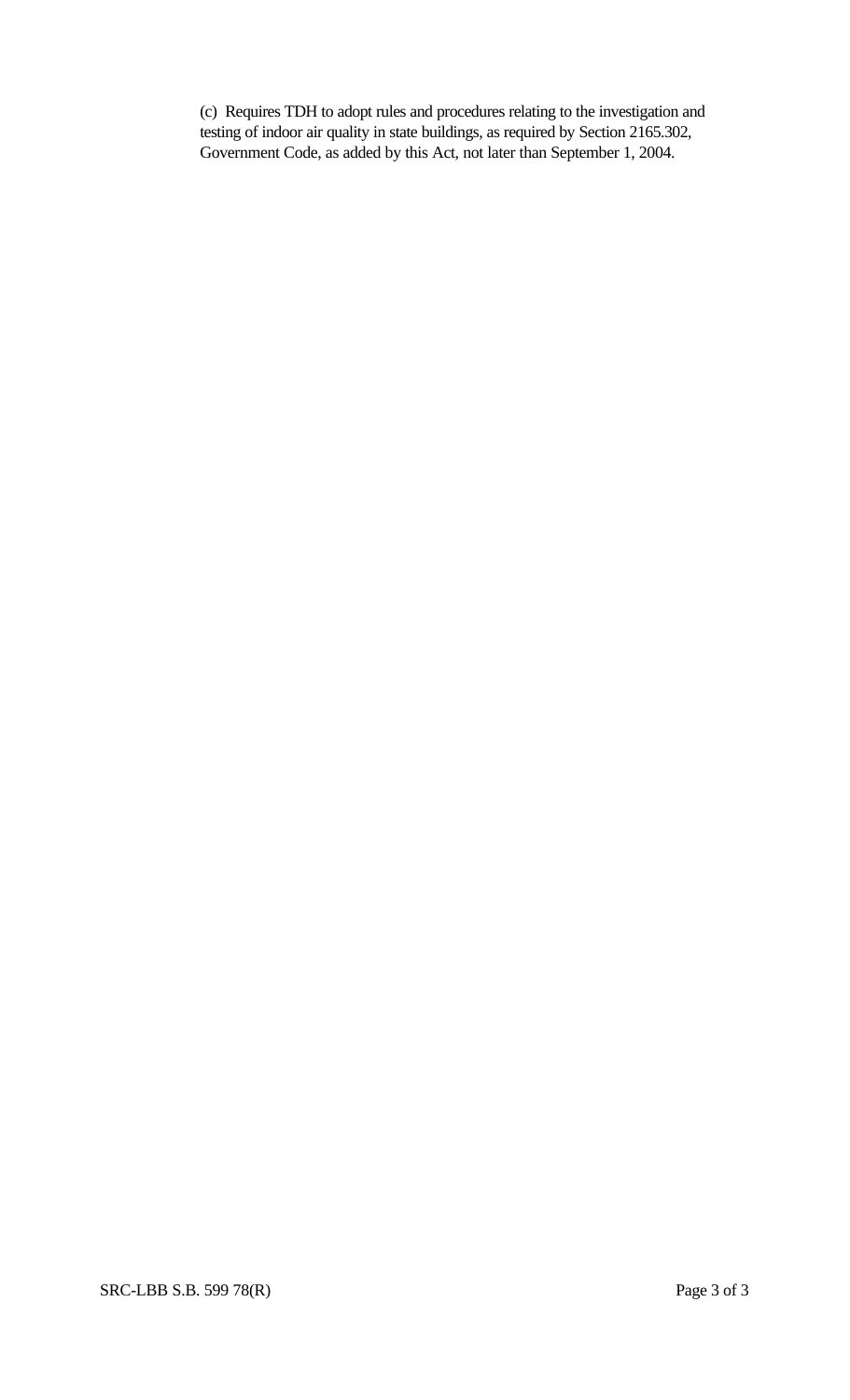(c) Requires TDH to adopt rules and procedures relating to the investigation and testing of indoor air quality in state buildings, as required by Section 2165.302, Government Code, as added by this Act, not later than September 1, 2004.